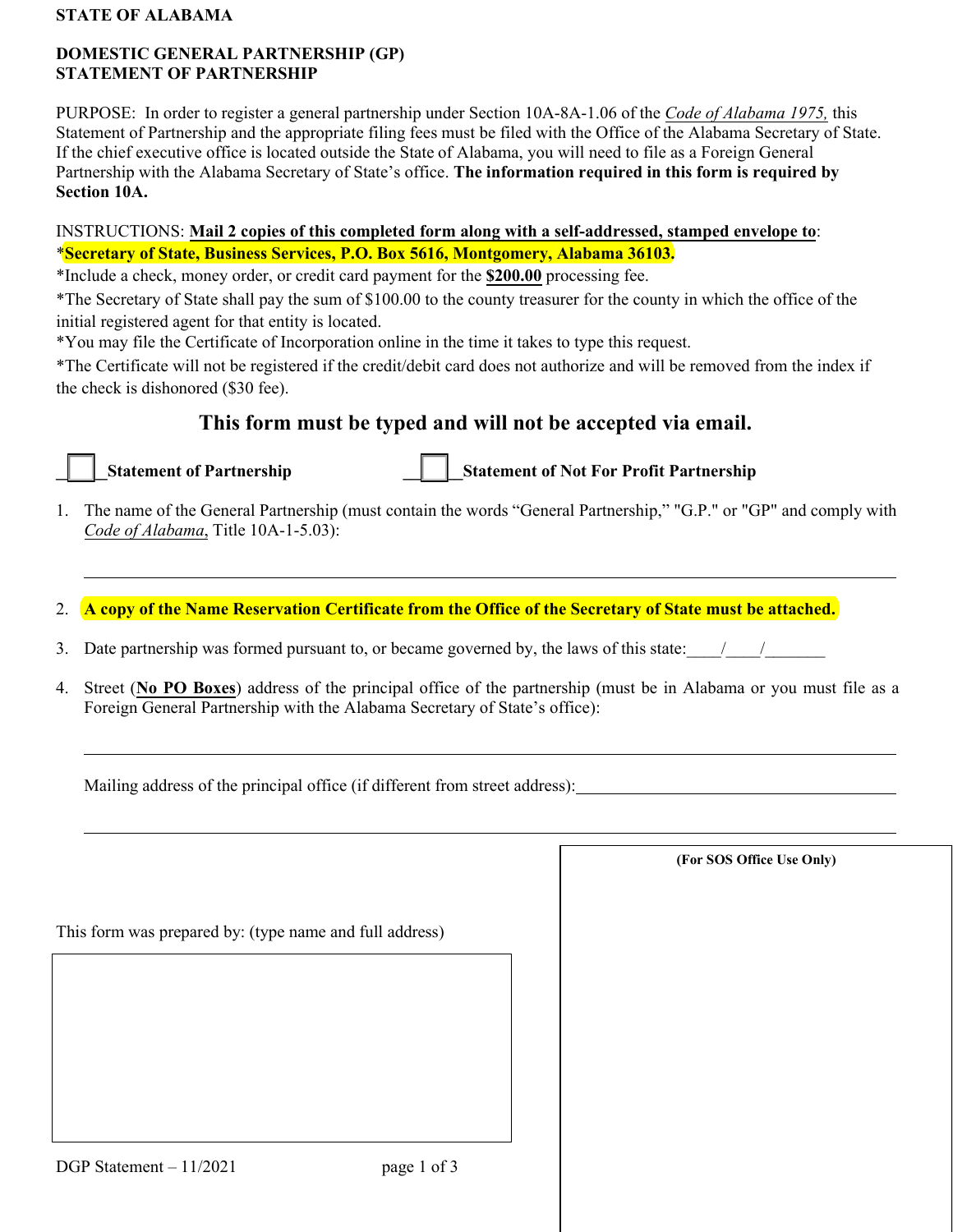**STATE OF ALABAMA**

**DOMESTIC GENERAL PARTNERSHIP (GP)**
**STATEMENT OF PARTNERSHIP**

PURPOSE: In order to register a general partnership under Section 10A-8A-1.06 of the *Code of Alabama 1975,* this Statement of Partnership and the appropriate filing fees must be filed with the Office of the Alabama Secretary of State. If the chief executive office is located outside the State of Alabama, you will need to file as a Foreign General Partnership with the Alabama Secretary of State's office. **The information required in this form is required by Section 10A.**

INSTRUCTIONS: **Mail 2 copies of this completed form along with a self-addressed, stamped envelope to**:

*__Secretary of State, Business Services, P.O. Box 5616, Montgomery, Alabama 36103.__

*Include a check, money order, or credit card payment for the **$200.00** processing fee.

*The Secretary of State shall pay the sum of $100.00 to the county treasurer for the county in which the office of the initial registered agent for that entity is located.

*You may file the Certificate of Incorporation online in the time it takes to type this request.

*The Certificate will not be registered if the credit/debit card does not authorize and will be removed from the index if the check is dishonored ($30 fee).

## This form must be typed and will not be accepted via email.

☐ **Statement of Partnership** ☐ **Statement of Not For Profit Partnership**

1. The name of the General Partnership (must contain the words "General Partnership," "G.P." or "GP" and comply with *Code of Alabama*, Title 10A-1-5.03):

   ______________________________________________

2. **A copy of the Name Reservation Certificate from the Office of the Secretary of State must be attached.**

3. Date partnership was formed pursuant to, or became governed by, the laws of this state: ____/____/_______

4. Street (**No PO Boxes**) address of the principal office of the partnership (must be in Alabama or you must file as a Foreign General Partnership with the Alabama Secretary of State's office):

   ______________________________________________

   Mailing address of the principal office (if different from street address): ______________________

   ______________________________________________

This form was prepared by: (type name and full address)

**(For SOS Office Use Only)**

DGP Statement – 11/2021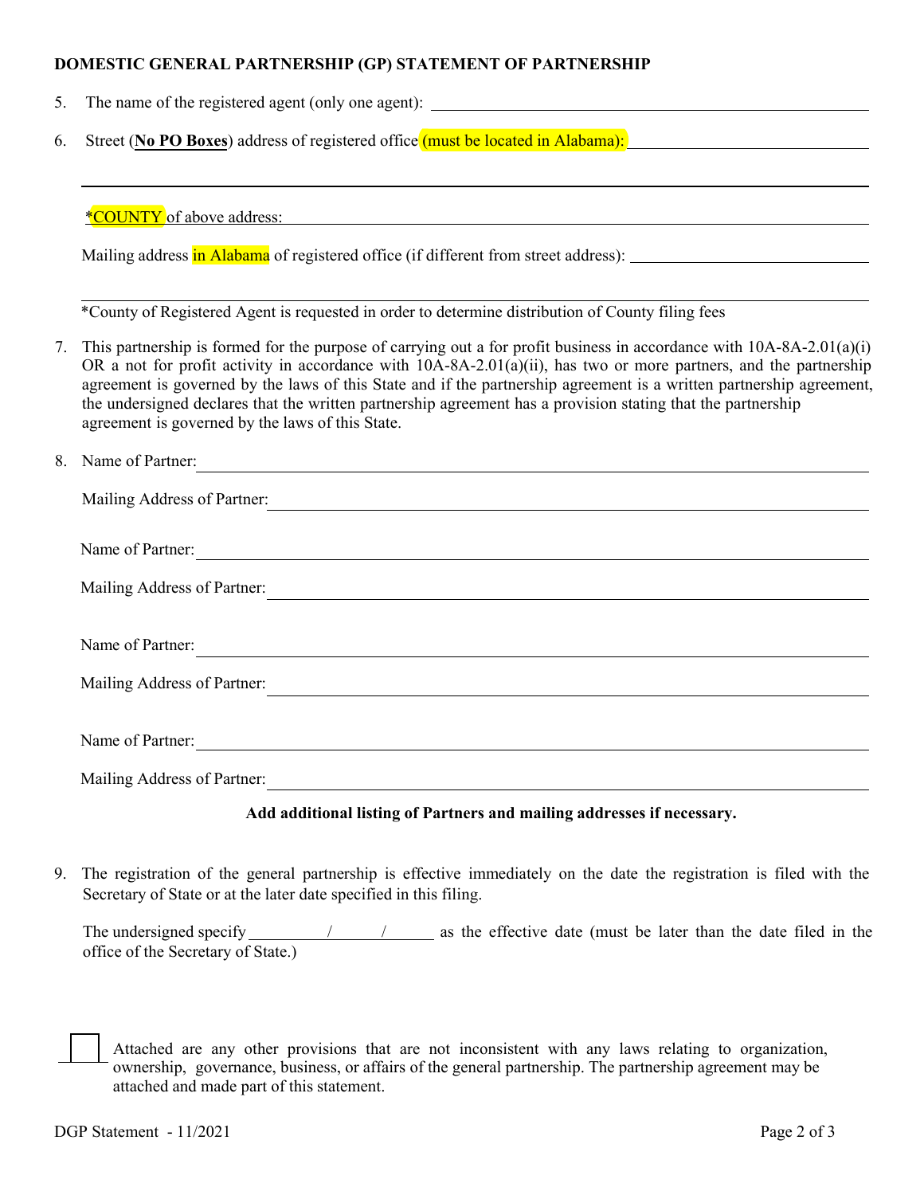**DOMESTIC GENERAL PARTNERSHIP (GP) STATEMENT OF PARTNERSHIP**

5. The name of the registered agent (only one agent): \_\_\_\_\_\_\_\_\_\_\_\_\_\_\_\_\_\_\_\_\_\_\_\_\_\_\_\_\_\_

6. Street (**No PO Boxes**) address of registered office (must be located in Alabama): \_\_\_\_\_\_\_\_\_\_\_\_\_\_\_\_\_\_\_\_

   \_\_\_\_\_\_\_\_\_\_\_\_\_\_\_\_\_\_\_\_\_\_\_\_\_\_\_\_\_\_\_\_\_\_\_\_\_\_\_\_\_\_\_\_\_\_\_\_

   *COUNTY of above address: \_\_\_\_\_\_\_\_\_\_\_\_\_\_\_\_\_\_\_\_\_\_\_\_\_\_\_\_\_\_

   Mailing address in Alabama of registered office (if different from street address): \_\_\_\_\_\_\_\_\_\_\_\_\_\_\_\_\_\_\_\_

   \_\_\_\_\_\_\_\_\_\_\_\_\_\_\_\_\_\_\_\_\_\_\_\_\_\_\_\_\_\_\_\_\_\_\_\_\_\_\_\_\_\_\_\_\_\_\_\_

   *County of Registered Agent is requested in order to determine distribution of County filing fees

7. This partnership is formed for the purpose of carrying out a for profit business in accordance with 10A-8A-2.01(a)(i) OR a not for profit activity in accordance with 10A-8A-2.01(a)(ii), has two or more partners, and the partnership agreement is governed by the laws of this State and if the partnership agreement is a written partnership agreement, the undersigned declares that the written partnership agreement has a provision stating that the partnership agreement is governed by the laws of this State.

8. Name of Partner: \_\_\_\_\_\_\_\_\_\_\_\_\_\_\_\_\_\_\_\_\_\_\_\_\_\_\_\_\_\_

   Mailing Address of Partner: \_\_\_\_\_\_\_\_\_\_\_\_\_\_\_\_\_\_\_\_\_\_\_\_\_\_\_\_\_\_

   Name of Partner: \_\_\_\_\_\_\_\_\_\_\_\_\_\_\_\_\_\_\_\_\_\_\_\_\_\_\_\_\_\_

   Mailing Address of Partner: \_\_\_\_\_\_\_\_\_\_\_\_\_\_\_\_\_\_\_\_\_\_\_\_\_\_\_\_\_\_

   Name of Partner: \_\_\_\_\_\_\_\_\_\_\_\_\_\_\_\_\_\_\_\_\_\_\_\_\_\_\_\_\_\_

   Mailing Address of Partner: \_\_\_\_\_\_\_\_\_\_\_\_\_\_\_\_\_\_\_\_\_\_\_\_\_\_\_\_\_\_

   Name of Partner: \_\_\_\_\_\_\_\_\_\_\_\_\_\_\_\_\_\_\_\_\_\_\_\_\_\_\_\_\_\_

   Mailing Address of Partner: \_\_\_\_\_\_\_\_\_\_\_\_\_\_\_\_\_\_\_\_\_\_\_\_\_\_\_\_\_\_

   **Add additional listing of Partners and mailing addresses if necessary.**

9. The registration of the general partnership is effective immediately on the date the registration is filed with the Secretary of State or at the later date specified in this filing.

   The undersigned specify \_\_\_\_\_\_/\_\_\_\_\_\_/\_\_\_\_\_\_ as the effective date (must be later than the date filed in the office of the Secretary of State.)

☐ Attached are any other provisions that are not inconsistent with any laws relating to organization, ownership, governance, business, or affairs of the general partnership. The partnership agreement may be attached and made part of this statement.

DGP Statement - 11/2021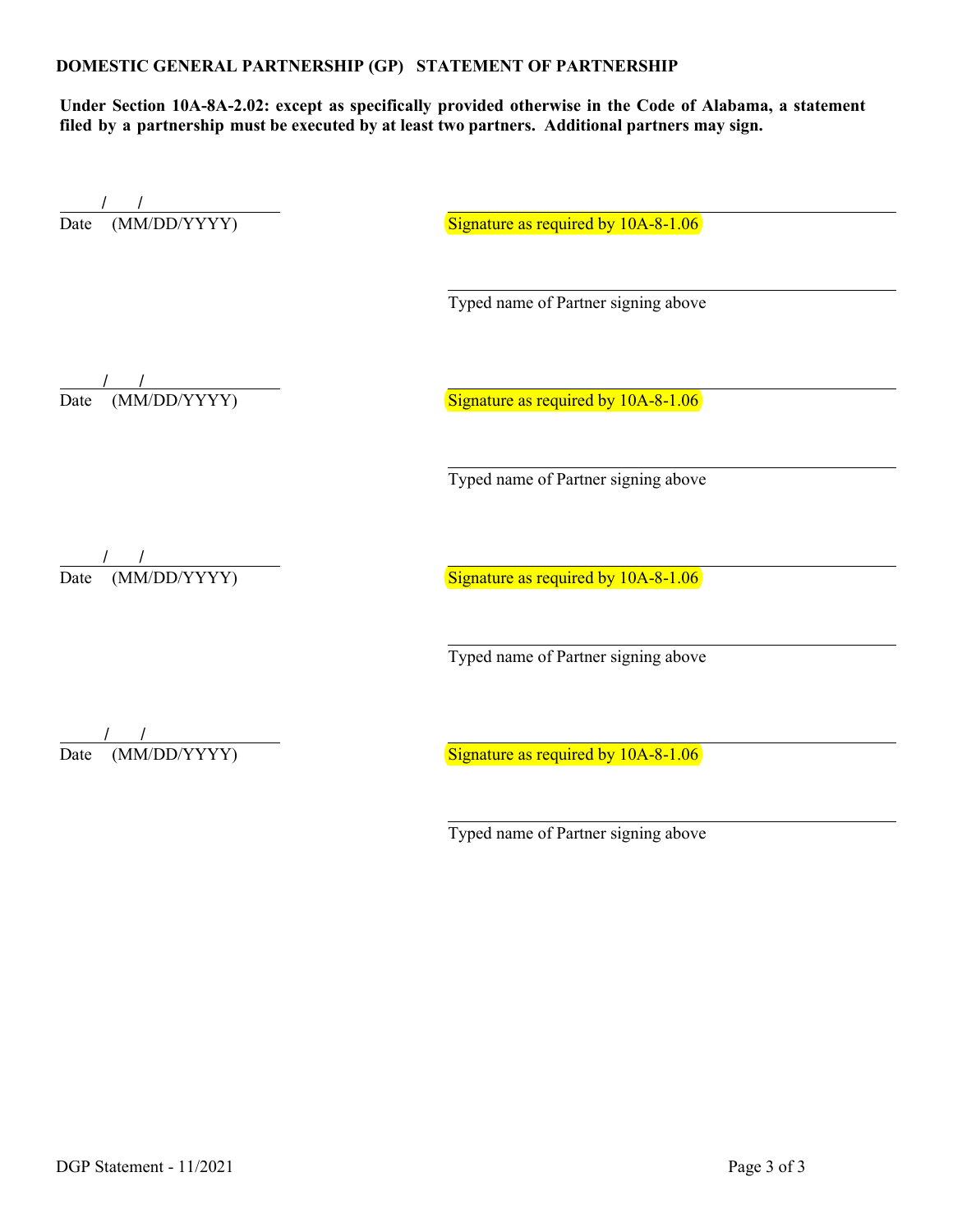**DOMESTIC GENERAL PARTNERSHIP (GP) STATEMENT OF PARTNERSHIP**

**Under Section 10A-8A-2.02: except as specifically provided otherwise in the Code of Alabama, a statement filed by a partnership must be executed by at least two partners. Additional partners may sign.**

____/____/________
Date (MM/DD/YYYY)

______________________________
Signature as required by 10A-8-1.06

______________________________
Typed name of Partner signing above

____/____/________
Date (MM/DD/YYYY)

______________________________
Signature as required by 10A-8-1.06

______________________________
Typed name of Partner signing above

____/____/________
Date (MM/DD/YYYY)

______________________________
Signature as required by 10A-8-1.06

______________________________
Typed name of Partner signing above

____/____/________
Date (MM/DD/YYYY)

______________________________
Signature as required by 10A-8-1.06

______________________________
Typed name of Partner signing above

DGP Statement - 11/2021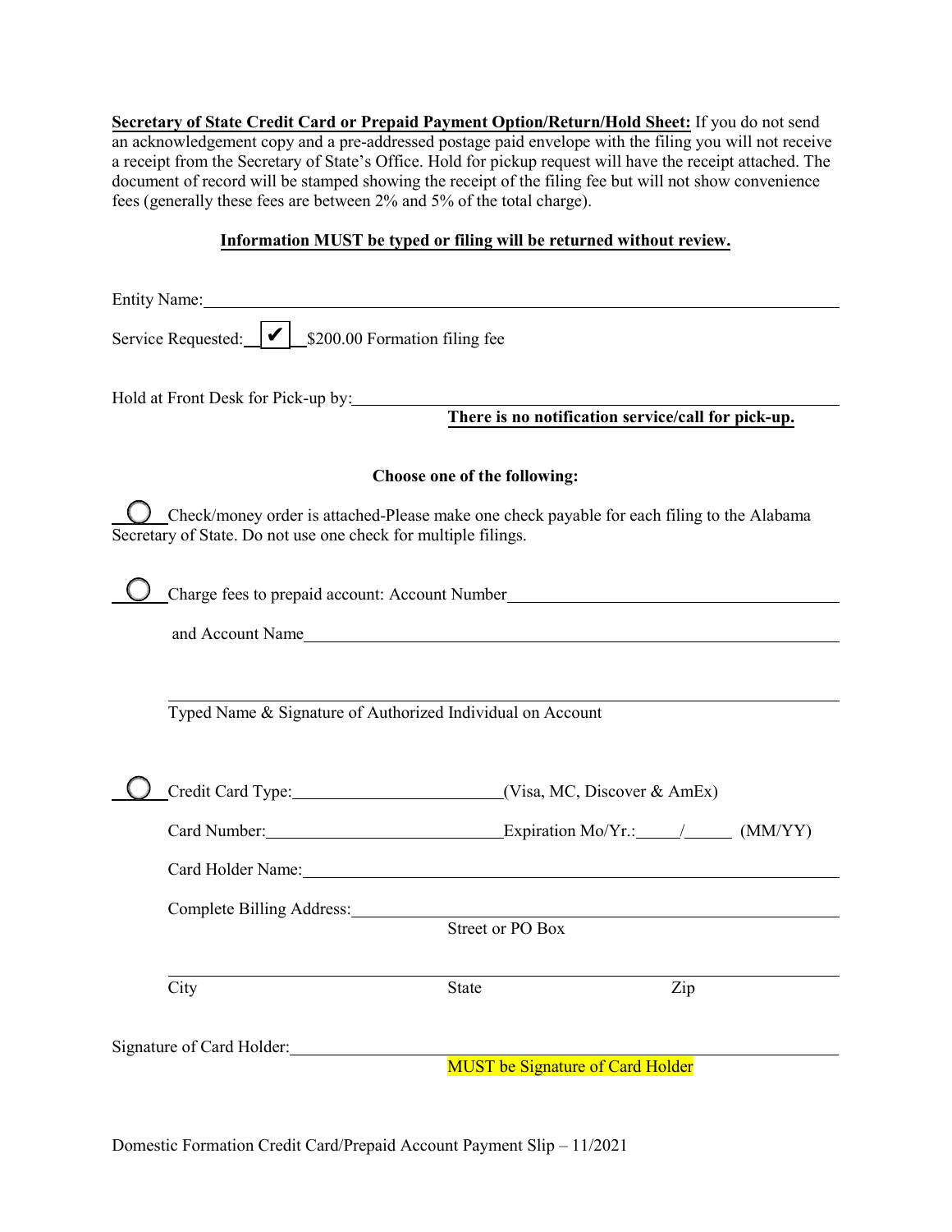**Secretary of State Credit Card or Prepaid Payment Option/Return/Hold Sheet:** If you do not send an acknowledgement copy and a pre-addressed postage paid envelope with the filing you will not receive a receipt from the Secretary of State's Office. Hold for pickup request will have the receipt attached. The document of record will be stamped showing the receipt of the filing fee but will not show convenience fees (generally these fees are between 2% and 5% of the total charge).

**Information MUST be typed or filing will be returned without review.**

Entity Name: ______________________________

Service Requested: ☑ $200.00 Formation filing fee

Hold at Front Desk for Pick-up by: ______________________________

**There is no notification service/call for pick-up.**

**Choose one of the following:**

○ Check/money order is attached-Please make one check payable for each filing to the Alabama Secretary of State. Do not use one check for multiple filings.

○ Charge fees to prepaid account: Account Number ______________________________

and Account Name ______________________________

______________________________
Typed Name & Signature of Authorized Individual on Account

○ Credit Card Type: ____________ (Visa, MC, Discover & AmEx)

Card Number: ____________ Expiration Mo/Yr.: ____/____ (MM/YY)

Card Holder Name: ______________________________

Complete Billing Address: ______________________________
Street or PO Box

______________________________
City State Zip

Signature of Card Holder: ______________________________
MUST be Signature of Card Holder

Domestic Formation Credit Card/Prepaid Account Payment Slip – 11/2021